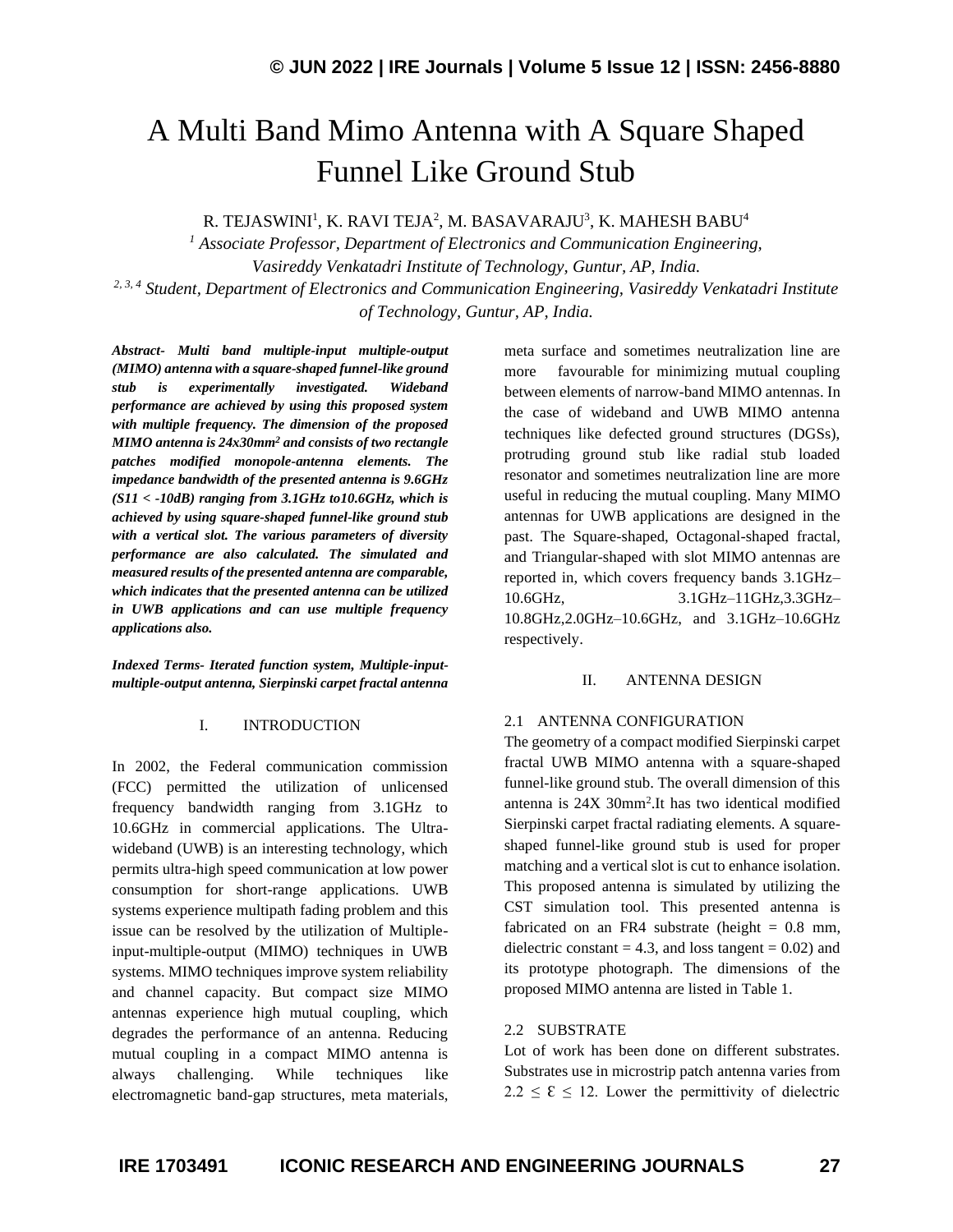# A Multi Band Mimo Antenna with A Square Shaped Funnel Like Ground Stub

R. TEJASWINI[1], K. RAVI TEJA[2], M. BASAVARAJU[3], K. MAHESH BABU[4]

[1] *Associate Professor, Department of Electronics and Communication Engineering, Vasireddy Venkatadri Institute of Technology, Guntur, AP, India.*

[2, 3, 4] *Student, Department of Electronics and Communication Engineering, Vasireddy Venkatadri Institute of Technology, Guntur, AP, India.*

***Abstract- Multi band multiple-input multiple-output (MIMO) antenna with a square-shaped funnel-like ground stub is experimentally investigated. Wideband performance are achieved by using this proposed system with multiple frequency. The dimension of the proposed MIMO antenna is 24x30mm$^2$ and consists of two rectangle patches modified monopole-antenna elements. The impedance bandwidth of the presented antenna is 9.6GHz (S11 < -10dB) ranging from 3.1GHz to10.6GHz, which is achieved by using square-shaped funnel-like ground stub with a vertical slot. The various parameters of diversity performance are also calculated. The simulated and measured results of the presented antenna are comparable, which indicates that the presented antenna can be utilized in UWB applications and can use multiple frequency applications also.***

***Indexed Terms- Iterated function system, Multiple-input-multiple-output antenna, Sierpinski carpet fractal antenna***

## I. INTRODUCTION

In 2002, the Federal communication commission (FCC) permitted the utilization of unlicensed frequency bandwidth ranging from 3.1GHz to 10.6GHz in commercial applications. The Ultra-wideband (UWB) is an interesting technology, which permits ultra-high speed communication at low power consumption for short-range applications. UWB systems experience multipath fading problem and this issue can be resolved by the utilization of Multiple-input-multiple-output (MIMO) techniques in UWB systems. MIMO techniques improve system reliability and channel capacity. But compact size MIMO antennas experience high mutual coupling, which degrades the performance of an antenna. Reducing mutual coupling in a compact MIMO antenna is always challenging. While techniques like electromagnetic band-gap structures, meta materials, meta surface and sometimes neutralization line are more favourable for minimizing mutual coupling between elements of narrow-band MIMO antennas. In the case of wideband and UWB MIMO antenna techniques like defected ground structures (DGSs), protruding ground stub like radial stub loaded resonator and sometimes neutralization line are more useful in reducing the mutual coupling. Many MIMO antennas for UWB applications are designed in the past. The Square-shaped, Octagonal-shaped fractal, and Triangular-shaped with slot MIMO antennas are reported in, which covers frequency bands 3.1GHz–10.6GHz, 3.1GHz–11GHz,3.3GHz–10.8GHz,2.0GHz–10.6GHz, and 3.1GHz–10.6GHz respectively.

## II. ANTENNA DESIGN

### 2.1 ANTENNA CONFIGURATION

The geometry of a compact modified Sierpinski carpet fractal UWB MIMO antenna with a square-shaped funnel-like ground stub. The overall dimension of this antenna is 24X 30mm$^2$.It has two identical modified Sierpinski carpet fractal radiating elements. A square-shaped funnel-like ground stub is used for proper matching and a vertical slot is cut to enhance isolation. This proposed antenna is simulated by utilizing the CST simulation tool. This presented antenna is fabricated on an FR4 substrate (height = 0.8 mm, dielectric constant = 4.3, and loss tangent = 0.02) and its prototype photograph. The dimensions of the proposed MIMO antenna are listed in Table 1.

### 2.2 SUBSTRATE

Lot of work has been done on different substrates. Substrates use in microstrip patch antenna varies from $2.2 \leq \varepsilon \leq 12$. Lower the permittivity of dielectric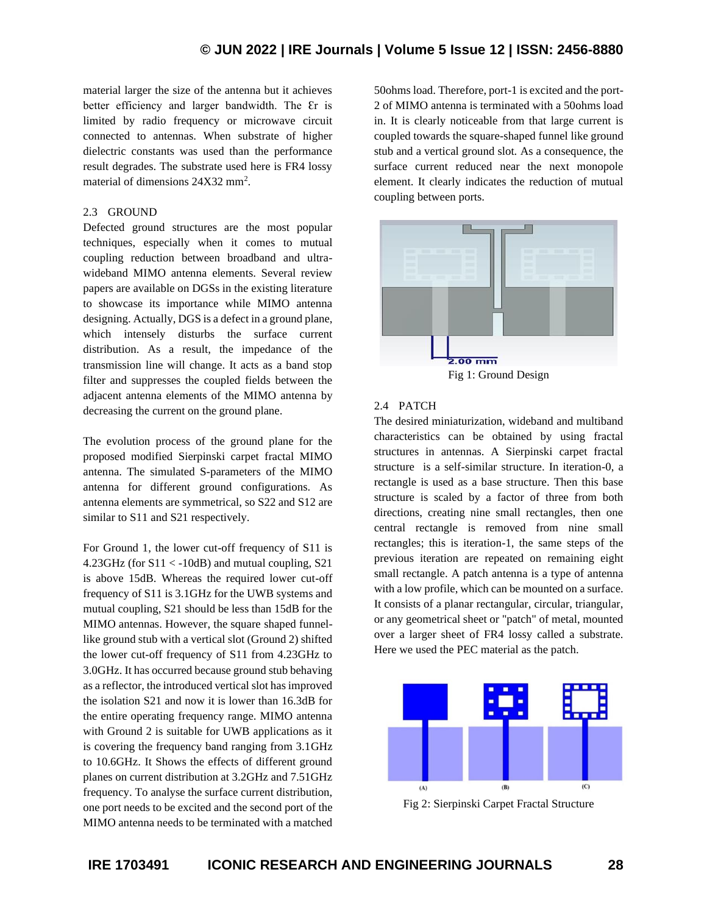material larger the size of the antenna but it achieves better efficiency and larger bandwidth. The Ɛr is limited by radio frequency or microwave circuit connected to antennas. When substrate of higher dielectric constants was used than the performance result degrades. The substrate used here is FR4 lossy material of dimensions 24X32 $mm^2$.

### 2.3 GROUND

Defected ground structures are the most popular techniques, especially when it comes to mutual coupling reduction between broadband and ultra-wideband MIMO antenna elements. Several review papers are available on DGSs in the existing literature to showcase its importance while MIMO antenna designing. Actually, DGS is a defect in a ground plane, which intensely disturbs the surface current distribution. As a result, the impedance of the transmission line will change. It acts as a band stop filter and suppresses the coupled fields between the adjacent antenna elements of the MIMO antenna by decreasing the current on the ground plane.

The evolution process of the ground plane for the proposed modified Sierpinski carpet fractal MIMO antenna. The simulated S-parameters of the MIMO antenna for different ground configurations. As antenna elements are symmetrical, so S22 and S12 are similar to S11 and S21 respectively.

For Ground 1, the lower cut-off frequency of S11 is 4.23GHz (for S11 < -10dB) and mutual coupling, S21 is above 15dB. Whereas the required lower cut-off frequency of S11 is 3.1GHz for the UWB systems and mutual coupling, S21 should be less than 15dB for the MIMO antennas. However, the square shaped funnel-like ground stub with a vertical slot (Ground 2) shifted the lower cut-off frequency of S11 from 4.23GHz to 3.0GHz. It has occurred because ground stub behaving as a reflector, the introduced vertical slot has improved the isolation S21 and now it is lower than 16.3dB for the entire operating frequency range. MIMO antenna with Ground 2 is suitable for UWB applications as it is covering the frequency band ranging from 3.1GHz to 10.6GHz. It Shows the effects of different ground planes on current distribution at 3.2GHz and 7.51GHz frequency. To analyse the surface current distribution, one port needs to be excited and the second port of the MIMO antenna needs to be terminated with a matched 50ohms load. Therefore, port-1 is excited and the port-2 of MIMO antenna is terminated with a 50ohms load in. It is clearly noticeable from that large current is coupled towards the square-shaped funnel like ground stub and a vertical ground slot. As a consequence, the surface current reduced near the next monopole element. It clearly indicates the reduction of mutual coupling between ports.

Fig 1: Ground Design

### 2.4 PATCH

The desired miniaturization, wideband and multiband characteristics can be obtained by using fractal structures in antennas. A Sierpinski carpet fractal structure is a self-similar structure. In iteration-0, a rectangle is used as a base structure. Then this base structure is scaled by a factor of three from both directions, creating nine small rectangles, then one central rectangle is removed from nine small rectangles; this is iteration-1, the same steps of the previous iteration are repeated on remaining eight small rectangle. A patch antenna is a type of antenna with a low profile, which can be mounted on a surface. It consists of a planar rectangular, circular, triangular, or any geometrical sheet or "patch" of metal, mounted over a larger sheet of FR4 lossy called a substrate. Here we used the PEC material as the patch.

Fig 2: Sierpinski Carpet Fractal Structure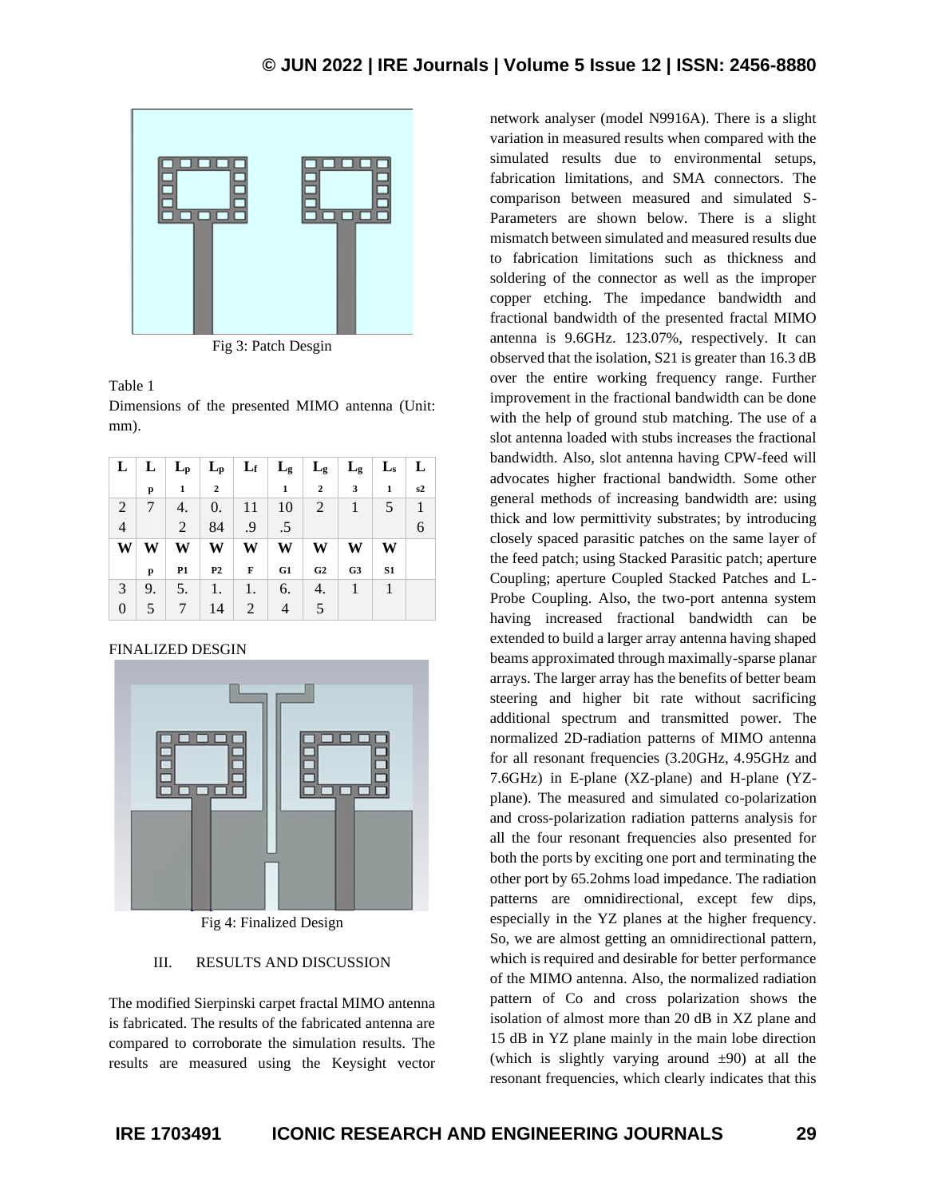Fig 3: Patch Desgin

Table 1
Dimensions of the presented MIMO antenna (Unit: mm).

| L | $L_p$ | $L_{p1}$ | $L_{p2}$ | $L_f$ | $L_{g1}$ | $L_{g2}$ | $L_{g3}$ | $L_{s1}$ | $L_{s2}$ |
|---|---|---|---|---|---|---|---|---|---|
| 24 | 7 | 4.2 | 0.84 | 11.9 | 10.5 | 2 | 1 | 5 | 16 |
| W | $W_p$ | $W_{P1}$ | $W_{P2}$ | $W_F$ | $W_{G1}$ | $W_{G2}$ | $W_{G3}$ | $W_{S1}$ | |
| 30 | 9.5 | 5.7 | 1.14 | 1.2 | 6.4 | 4.5 | 1 | 1 | |

FINALIZED DESGIN

Fig 4: Finalized Design

## III. RESULTS AND DISCUSSION

The modified Sierpinski carpet fractal MIMO antenna is fabricated. The results of the fabricated antenna are compared to corroborate the simulation results. The results are measured using the Keysight vector network analyser (model N9916A). There is a slight variation in measured results when compared with the simulated results due to environmental setups, fabrication limitations, and SMA connectors. The comparison between measured and simulated S-Parameters are shown below. There is a slight mismatch between simulated and measured results due to fabrication limitations such as thickness and soldering of the connector as well as the improper copper etching. The impedance bandwidth and fractional bandwidth of the presented fractal MIMO antenna is 9.6GHz. 123.07%, respectively. It can observed that the isolation, S21 is greater than 16.3 dB over the entire working frequency range. Further improvement in the fractional bandwidth can be done with the help of ground stub matching. The use of a slot antenna loaded with stubs increases the fractional bandwidth. Also, slot antenna having CPW-feed will advocates higher fractional bandwidth. Some other general methods of increasing bandwidth are: using thick and low permittivity substrates; by introducing closely spaced parasitic patches on the same layer of the feed patch; using Stacked Parasitic patch; aperture Coupling; aperture Coupled Stacked Patches and L-Probe Coupling. Also, the two-port antenna system having increased fractional bandwidth can be extended to build a larger array antenna having shaped beams approximated through maximally-sparse planar arrays. The larger array has the benefits of better beam steering and higher bit rate without sacrificing additional spectrum and transmitted power. The normalized 2D-radiation patterns of MIMO antenna for all resonant frequencies (3.20GHz, 4.95GHz and 7.6GHz) in E-plane (XZ-plane) and H-plane (YZ-plane). The measured and simulated co-polarization and cross-polarization radiation patterns analysis for all the four resonant frequencies also presented for both the ports by exciting one port and terminating the other port by 65.2ohms load impedance. The radiation patterns are omnidirectional, except few dips, especially in the YZ planes at the higher frequency. So, we are almost getting an omnidirectional pattern, which is required and desirable for better performance of the MIMO antenna. Also, the normalized radiation pattern of Co and cross polarization shows the isolation of almost more than 20 dB in XZ plane and 15 dB in YZ plane mainly in the main lobe direction (which is slightly varying around ±90) at all the resonant frequencies, which clearly indicates that this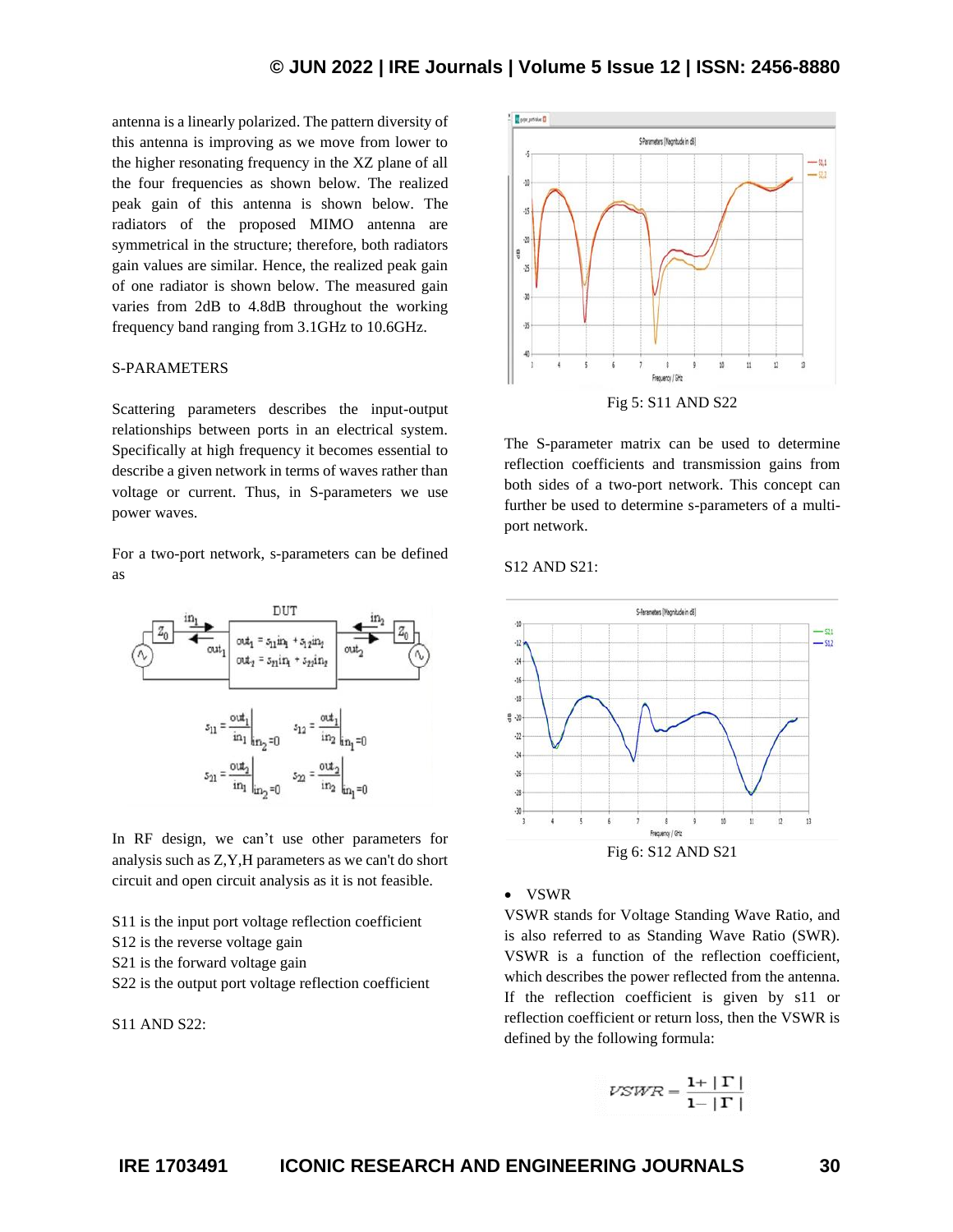antenna is a linearly polarized. The pattern diversity of this antenna is improving as we move from lower to the higher resonating frequency in the XZ plane of all the four frequencies as shown below. The realized peak gain of this antenna is shown below. The radiators of the proposed MIMO antenna are symmetrical in the structure; therefore, both radiators gain values are similar. Hence, the realized peak gain of one radiator is shown below. The measured gain varies from 2dB to 4.8dB throughout the working frequency band ranging from 3.1GHz to 10.6GHz.

S-PARAMETERS

Scattering parameters describes the input-output relationships between ports in an electrical system. Specifically at high frequency it becomes essential to describe a given network in terms of waves rather than voltage or current. Thus, in S-parameters we use power waves.

For a two-port network, s-parameters can be defined as

$$out_1 = s_{11} in_1 + s_{12} in_2$$

$$out_2 = s_{21} in_1 + s_{22} in_2$$

$$s_{11} = \left.\frac{out_1}{in_1}\right|_{in_2=0} \quad s_{12} = \left.\frac{out_1}{in_2}\right|_{in_1=0}$$

$$s_{21} = \left.\frac{out_2}{in_1}\right|_{in_2=0} \quad s_{22} = \left.\frac{out_2}{in_2}\right|_{in_1=0}$$

In RF design, we can't use other parameters for analysis such as Z,Y,H parameters as we can't do short circuit and open circuit analysis as it is not feasible.

S11 is the input port voltage reflection coefficient
S12 is the reverse voltage gain
S21 is the forward voltage gain
S22 is the output port voltage reflection coefficient

S11 AND S22:

Fig 5: S11 AND S22

The S-parameter matrix can be used to determine reflection coefficients and transmission gains from both sides of a two-port network. This concept can further be used to determine s-parameters of a multi-port network.

S12 AND S21:

Fig 6: S12 AND S21

- VSWR

VSWR stands for Voltage Standing Wave Ratio, and is also referred to as Standing Wave Ratio (SWR). VSWR is a function of the reflection coefficient, which describes the power reflected from the antenna. If the reflection coefficient is given by s11 or reflection coefficient or return loss, then the VSWR is defined by the following formula:

$$VSWR = \frac{1+|\Gamma|}{1-|\Gamma|}$$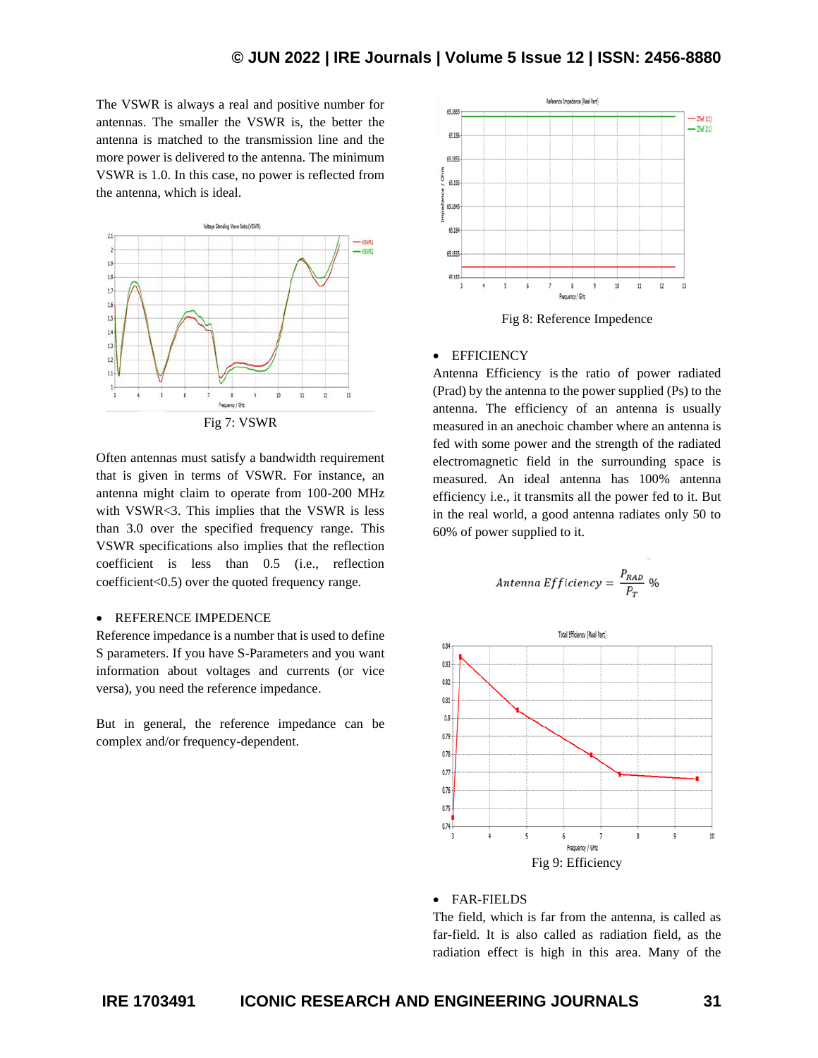The VSWR is always a real and positive number for antennas. The smaller the VSWR is, the better the antenna is matched to the transmission line and the more power is delivered to the antenna. The minimum VSWR is 1.0. In this case, no power is reflected from the antenna, which is ideal.

Fig 7: VSWR

Often antennas must satisfy a bandwidth requirement that is given in terms of VSWR. For instance, an antenna might claim to operate from 100-200 MHz with VSWR<3. This implies that the VSWR is less than 3.0 over the specified frequency range. This VSWR specifications also implies that the reflection coefficient is less than 0.5 (i.e., reflection coefficient<0.5) over the quoted frequency range.

- REFERENCE IMPEDENCE

Reference impedance is a number that is used to define S parameters. If you have S-Parameters and you want information about voltages and currents (or vice versa), you need the reference impedance.

But in general, the reference impedance can be complex and/or frequency-dependent.

Fig 8: Reference Impedence

- EFFICIENCY

Antenna Efficiency is the ratio of power radiated (Prad) by the antenna to the power supplied (Ps) to the antenna. The efficiency of an antenna is usually measured in an anechoic chamber where an antenna is fed with some power and the strength of the radiated electromagnetic field in the surrounding space is measured. An ideal antenna has 100% antenna efficiency i.e., it transmits all the power fed to it. But in the real world, a good antenna radiates only 50 to 60% of power supplied to it.

$$Antenna\ Efficiency = \frac{P_{RAD}}{P_T}\ \%$$

Fig 9: Efficiency

- FAR-FIELDS

The field, which is far from the antenna, is called as far-field. It is also called as radiation field, as the radiation effect is high in this area. Many of the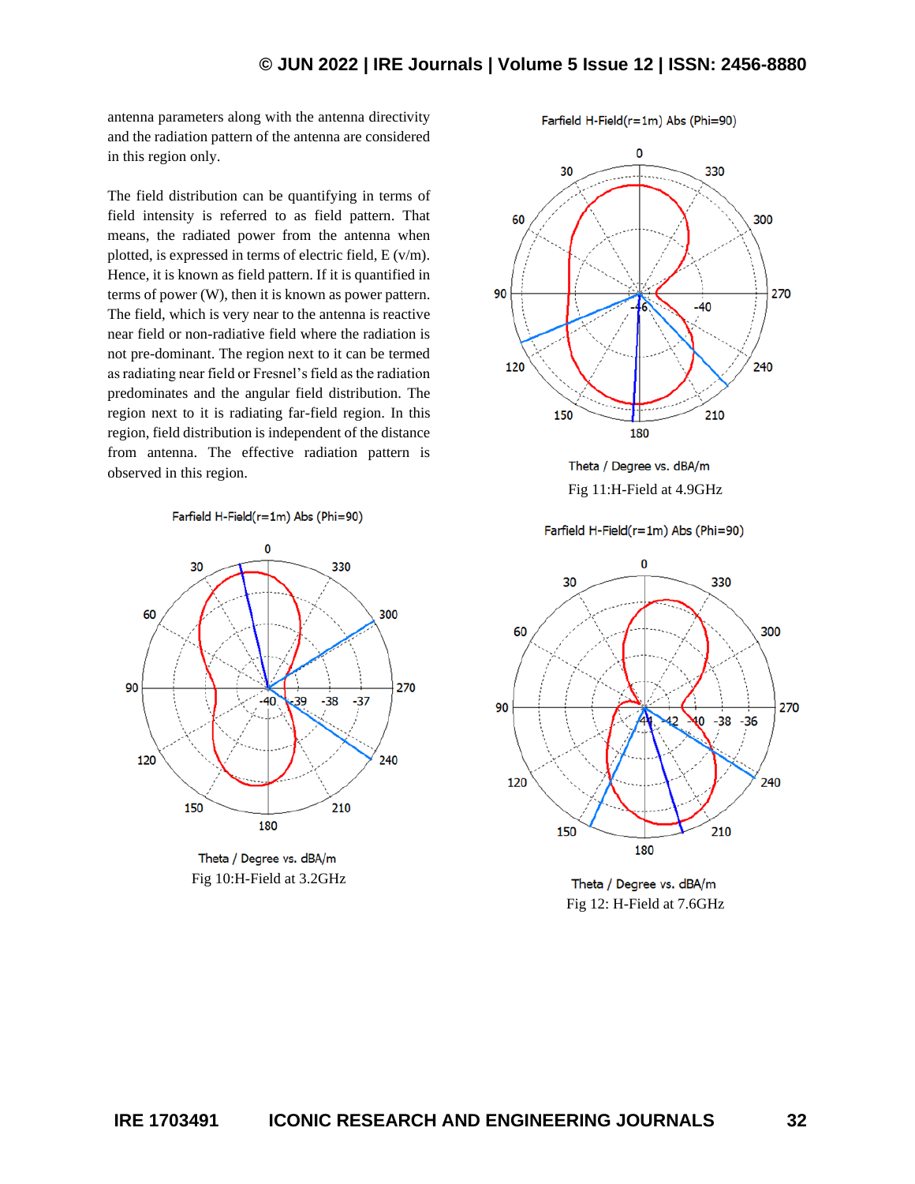antenna parameters along with the antenna directivity and the radiation pattern of the antenna are considered in this region only.

The field distribution can be quantifying in terms of field intensity is referred to as field pattern. That means, the radiated power from the antenna when plotted, is expressed in terms of electric field, E (v/m). Hence, it is known as field pattern. If it is quantified in terms of power (W), then it is known as power pattern. The field, which is very near to the antenna is reactive near field or non-radiative field where the radiation is not pre-dominant. The region next to it can be termed as radiating near field or Fresnel's field as the radiation predominates and the angular field distribution. The region next to it is radiating far-field region. In this region, field distribution is independent of the distance from antenna. The effective radiation pattern is observed in this region.

Farfield H-Field(r=1m) Abs (Phi=90)

Theta / Degree vs. dBA/m

Fig 10:H-Field at 3.2GHz

Farfield H-Field(r=1m) Abs (Phi=90)

Theta / Degree vs. dBA/m

Fig 11:H-Field at 4.9GHz

Farfield H-Field(r=1m) Abs (Phi=90)

Theta / Degree vs. dBA/m

Fig 12: H-Field at 7.6GHz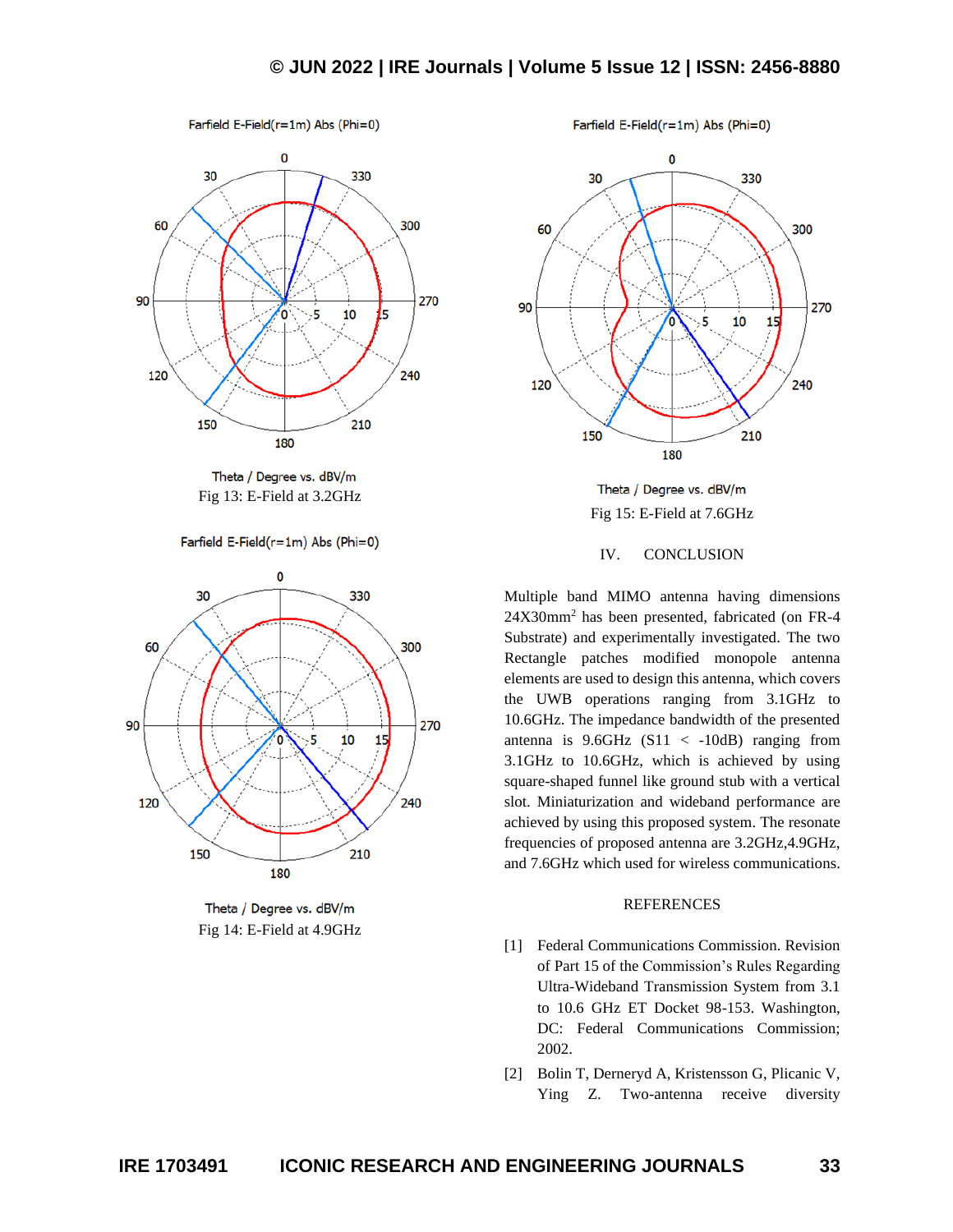Fig 13: E-Field at 3.2GHz

Fig 14: E-Field at 4.9GHz

Fig 15: E-Field at 7.6GHz

## IV. CONCLUSION

Multiple band MIMO antenna having dimensions 24X30mm$^2$ has been presented, fabricated (on FR-4 Substrate) and experimentally investigated. The two Rectangle patches modified monopole antenna elements are used to design this antenna, which covers the UWB operations ranging from 3.1GHz to 10.6GHz. The impedance bandwidth of the presented antenna is 9.6GHz (S11 < -10dB) ranging from 3.1GHz to 10.6GHz, which is achieved by using square-shaped funnel like ground stub with a vertical slot. Miniaturization and wideband performance are achieved by using this proposed system. The resonate frequencies of proposed antenna are 3.2GHz,4.9GHz, and 7.6GHz which used for wireless communications.

## REFERENCES

[1] Federal Communications Commission. Revision of Part 15 of the Commission's Rules Regarding Ultra-Wideband Transmission System from 3.1 to 10.6 GHz ET Docket 98-153. Washington, DC: Federal Communications Commission; 2002.

[2] Bolin T, Derneryd A, Kristensson G, Plicanic V, Ying Z. Two-antenna receive diversity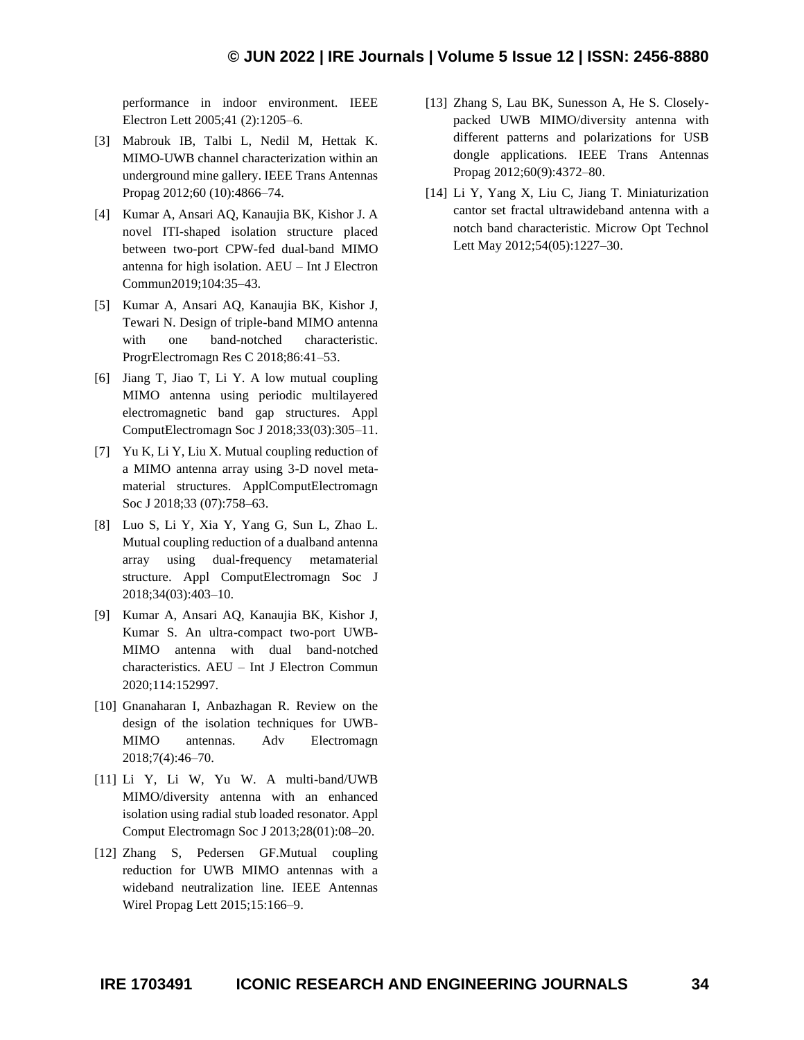performance in indoor environment. IEEE Electron Lett 2005;41 (2):1205–6.

[3] Mabrouk IB, Talbi L, Nedil M, Hettak K. MIMO-UWB channel characterization within an underground mine gallery. IEEE Trans Antennas Propag 2012;60 (10):4866–74.

[4] Kumar A, Ansari AQ, Kanaujia BK, Kishor J. A novel ITI-shaped isolation structure placed between two-port CPW-fed dual-band MIMO antenna for high isolation. AEU – Int J Electron Commun2019;104:35–43.

[5] Kumar A, Ansari AQ, Kanaujia BK, Kishor J, Tewari N. Design of triple-band MIMO antenna with one band-notched characteristic. ProgrElectromagn Res C 2018;86:41–53.

[6] Jiang T, Jiao T, Li Y. A low mutual coupling MIMO antenna using periodic multilayered electromagnetic band gap structures. Appl ComputElectromagn Soc J 2018;33(03):305–11.

[7] Yu K, Li Y, Liu X. Mutual coupling reduction of a MIMO antenna array using 3-D novel meta-material structures. ApplComputElectromagn Soc J 2018;33 (07):758–63.

[8] Luo S, Li Y, Xia Y, Yang G, Sun L, Zhao L. Mutual coupling reduction of a dualband antenna array using dual-frequency metamaterial structure. Appl ComputElectromagn Soc J 2018;34(03):403–10.

[9] Kumar A, Ansari AQ, Kanaujia BK, Kishor J, Kumar S. An ultra-compact two-port UWB-MIMO antenna with dual band-notched characteristics. AEU – Int J Electron Commun 2020;114:152997.

[10] Gnanaharan I, Anbazhagan R. Review on the design of the isolation techniques for UWB-MIMO antennas. Adv Electromagn 2018;7(4):46–70.

[11] Li Y, Li W, Yu W. A multi-band/UWB MIMO/diversity antenna with an enhanced isolation using radial stub loaded resonator. Appl Comput Electromagn Soc J 2013;28(01):08–20.

[12] Zhang S, Pedersen GF.Mutual coupling reduction for UWB MIMO antennas with a wideband neutralization line. IEEE Antennas Wirel Propag Lett 2015;15:166–9.

[13] Zhang S, Lau BK, Sunesson A, He S. Closely-packed UWB MIMO/diversity antenna with different patterns and polarizations for USB dongle applications. IEEE Trans Antennas Propag 2012;60(9):4372–80.

[14] Li Y, Yang X, Liu C, Jiang T. Miniaturization cantor set fractal ultrawideband antenna with a notch band characteristic. Microw Opt Technol Lett May 2012;54(05):1227–30.